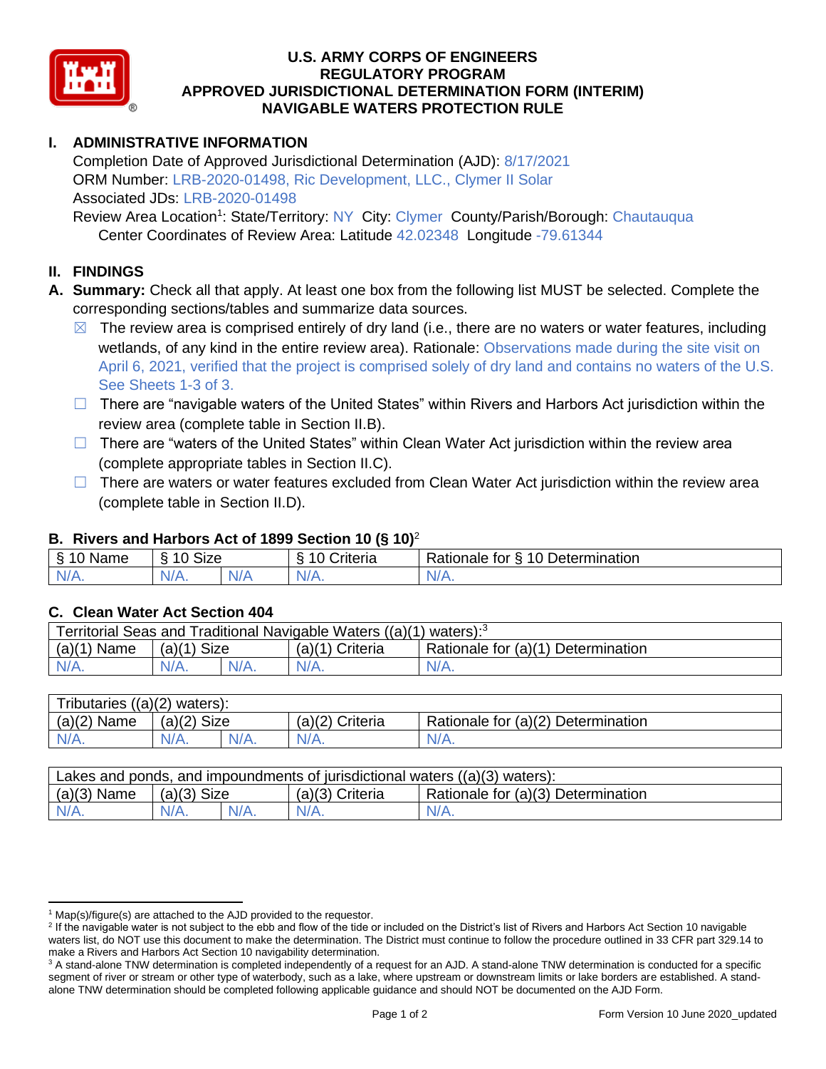# U.S. ARMY CORPS OF ENGINEERS
# REGULATORY PROGRAM
# APPROVED JURISDICTIONAL DETERMINATION FORM (INTERIM)
# NAVIGABLE WATERS PROTECTION RULE

## I. ADMINISTRATIVE INFORMATION

Completion Date of Approved Jurisdictional Determination (AJD): 8/17/2021
ORM Number: LRB-2020-01498, Ric Development, LLC., Clymer II Solar
Associated JDs: LRB-2020-01498
Review Area Location[1]: State/Territory: NY City: Clymer County/Parish/Borough: Chautauqua
Center Coordinates of Review Area: Latitude 42.02348 Longitude -79.61344

## II. FINDINGS

**A. Summary:** Check all that apply. At least one box from the following list MUST be selected. Complete the corresponding sections/tables and summarize data sources.

- ☒ The review area is comprised entirely of dry land (i.e., there are no waters or water features, including wetlands, of any kind in the entire review area). Rationale: Observations made during the site visit on April 6, 2021, verified that the project is comprised solely of dry land and contains no waters of the U.S. See Sheets 1-3 of 3.
- ☐ There are "navigable waters of the United States" within Rivers and Harbors Act jurisdiction within the review area (complete table in Section II.B).
- ☐ There are "waters of the United States" within Clean Water Act jurisdiction within the review area (complete appropriate tables in Section II.C).
- ☐ There are waters or water features excluded from Clean Water Act jurisdiction within the review area (complete table in Section II.D).

### B. Rivers and Harbors Act of 1899 Section 10 (§ 10)[2]

| § 10 Name | § 10 Size | | § 10 Criteria | Rationale for § 10 Determination |
|---|---|---|---|---|
| N/A. | N/A. | N/A | N/A. | N/A. |

### C. Clean Water Act Section 404

| Territorial Seas and Traditional Navigable Waters ((a)(1) waters):[3] | | | | |
|---|---|---|---|---|
| (a)(1) Name | (a)(1) Size | | (a)(1) Criteria | Rationale for (a)(1) Determination |
| N/A. | N/A. | N/A. | N/A. | N/A. |

| Tributaries ((a)(2) waters): | | | | |
|---|---|---|---|---|
| (a)(2) Name | (a)(2) Size | | (a)(2) Criteria | Rationale for (a)(2) Determination |
| N/A. | N/A. | N/A. | N/A. | N/A. |

| Lakes and ponds, and impoundments of jurisdictional waters ((a)(3) waters): | | | | |
|---|---|---|---|---|
| (a)(3) Name | (a)(3) Size | | (a)(3) Criteria | Rationale for (a)(3) Determination |
| N/A. | N/A. | N/A. | N/A. | N/A. |

---

[1] Map(s)/figure(s) are attached to the AJD provided to the requestor.

[2] If the navigable water is not subject to the ebb and flow of the tide or included on the District's list of Rivers and Harbors Act Section 10 navigable waters list, do NOT use this document to make the determination. The District must continue to follow the procedure outlined in 33 CFR part 329.14 to make a Rivers and Harbors Act Section 10 navigability determination.

[3] A stand-alone TNW determination is completed independently of a request for an AJD. A stand-alone TNW determination is conducted for a specific segment of river or stream or other type of waterbody, such as a lake, where upstream or downstream limits or lake borders are established. A stand-alone TNW determination should be completed following applicable guidance and should NOT be documented on the AJD Form.

Form Version 10 June 2020_updated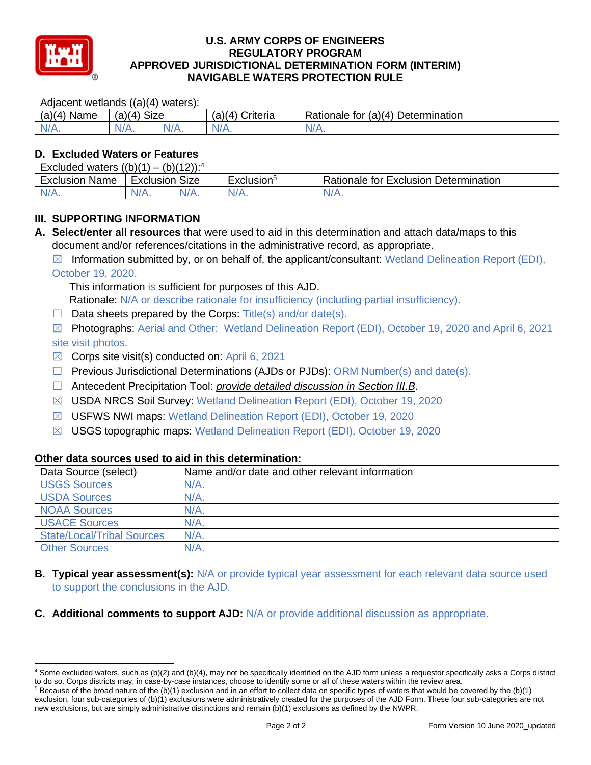# U.S. ARMY CORPS OF ENGINEERS
# REGULATORY PROGRAM
# APPROVED JURISDICTIONAL DETERMINATION FORM (INTERIM)
# NAVIGABLE WATERS PROTECTION RULE

| Adjacent wetlands ((a)(4) waters): | | | | |
|---|---|---|---|---|
| (a)(4) Name | (a)(4) Size | | (a)(4) Criteria | Rationale for (a)(4) Determination |
| N/A. | N/A. | N/A. | N/A. | N/A. |

## D. Excluded Waters or Features

| Excluded waters ((b)(1) – (b)(12)):[4] | | | | |
|---|---|---|---|---|
| Exclusion Name | Exclusion Size | | Exclusion[5] | Rationale for Exclusion Determination |
| N/A. | N/A. | N/A. | N/A. | N/A. |

## III. SUPPORTING INFORMATION

**A. Select/enter all resources** that were used to aid in this determination and attach data/maps to this document and/or references/citations in the administrative record, as appropriate.

☒ Information submitted by, or on behalf of, the applicant/consultant: Wetland Delineation Report (EDI), October 19, 2020.

This information is sufficient for purposes of this AJD.

Rationale: N/A or describe rationale for insufficiency (including partial insufficiency).

☐ Data sheets prepared by the Corps: Title(s) and/or date(s).

☒ Photographs: Aerial and Other: Wetland Delineation Report (EDI), October 19, 2020 and April 6, 2021 site visit photos.

☒ Corps site visit(s) conducted on: April 6, 2021

☐ Previous Jurisdictional Determinations (AJDs or PJDs): ORM Number(s) and date(s).

☐ Antecedent Precipitation Tool: *provide detailed discussion in Section III.B*.

☒ USDA NRCS Soil Survey: Wetland Delineation Report (EDI), October 19, 2020

☒ USFWS NWI maps: Wetland Delineation Report (EDI), October 19, 2020

☒ USGS topographic maps: Wetland Delineation Report (EDI), October 19, 2020

### Other data sources used to aid in this determination:

| Data Source (select) | Name and/or date and other relevant information |
|---|---|
| USGS Sources | N/A. |
| USDA Sources | N/A. |
| NOAA Sources | N/A. |
| USACE Sources | N/A. |
| State/Local/Tribal Sources | N/A. |
| Other Sources | N/A. |

**B. Typical year assessment(s):** N/A or provide typical year assessment for each relevant data source used to support the conclusions in the AJD.

**C. Additional comments to support AJD:** N/A or provide additional discussion as appropriate.

---

[4] Some excluded waters, such as (b)(2) and (b)(4), may not be specifically identified on the AJD form unless a requestor specifically asks a Corps district to do so. Corps districts may, in case-by-case instances, choose to identify some or all of these waters within the review area.

[5] Because of the broad nature of the (b)(1) exclusion and in an effort to collect data on specific types of waters that would be covered by the (b)(1) exclusion, four sub-categories of (b)(1) exclusions were administratively created for the purposes of the AJD Form. These four sub-categories are not new exclusions, but are simply administrative distinctions and remain (b)(1) exclusions as defined by the NWPR.

Form Version 10 June 2020_updated